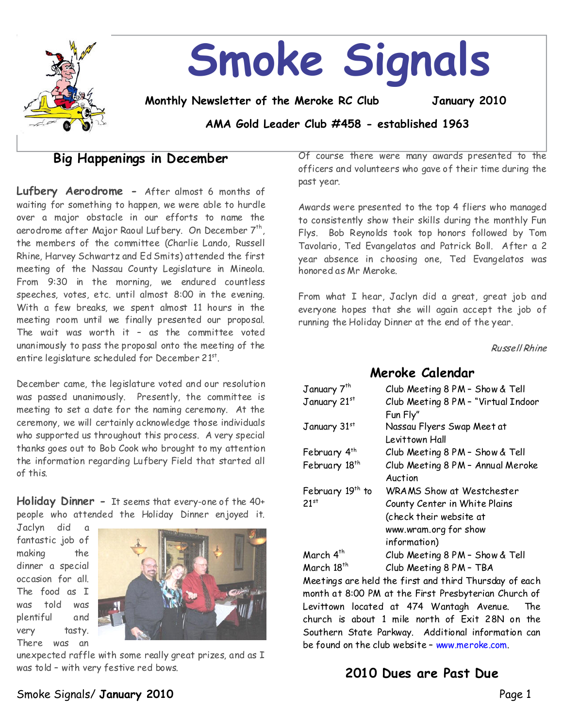# Smoke Signals

**Monthly Newsletter of the Meroke RC Club** **January 2010**

**AMA Gold Leader Club #458 - established 1963**

## Big Happenings in December

**Lufbery Aerodrome -** After almost 6 months of waiting for something to happen, we were able to hurdle over a major obstacle in our efforts to name the aerodrome after Major Raoul Lufbery. On December 7th, the members of the committee (Charlie Lando, Russell Rhine, Harvey Schwartz and Ed Smits) attended the first meeting of the Nassau County Legislature in Mineola. From 9:30 in the morning, we endured countless speeches, votes, etc. until almost 8:00 in the evening. With a few breaks, we spent almost 11 hours in the meeting room until we finally presented our proposal. The wait was worth it – as the committee voted unanimously to pass the proposal onto the meeting of the entire legislature scheduled for December 21st.

December came, the legislature voted and our resolution was passed unanimously. Presently, the committee is meeting to set a date for the naming ceremony. At the ceremony, we will certainly acknowledge those individuals who supported us throughout this process. A very special thanks goes out to Bob Cook who brought to my attention the information regarding Lufbery Field that started all of this.

**Holiday Dinner -** It seems that every-one of the 40+ people who attended the Holiday Dinner enjoyed it. Jaclyn did a fantastic job of making the dinner a special occasion for all. The food as I was told was plentiful and very tasty. There was an unexpected raffle with some really great prizes, and as I was told – with very festive red bows.

Of course there were many awards presented to the officers and volunteers who gave of their time during the past year.

Awards were presented to the top 4 fliers who managed to consistently show their skills during the monthly Fun Flys. Bob Reynolds took top honors followed by Tom Tavolario, Ted Evangelatos and Patrick Boll. After a 2 year absence in choosing one, Ted Evangelatos was honored as Mr Meroke.

From what I hear, Jaclyn did a great, great job and everyone hopes that she will again accept the job of running the Holiday Dinner at the end of the year.

*Russell Rhine*

## Meroke Calendar

| | |
|---|---|
| January 7th | Club Meeting 8 PM – Show & Tell |
| January 21st | Club Meeting 8 PM – "Virtual Indoor Fun Fly" |
| January 31st | Nassau Flyers Swap Meet at Levittown Hall |
| February 4th | Club Meeting 8 PM – Show & Tell |
| February 18th | Club Meeting 8 PM – Annual Meroke Auction |
| February 19th to 21st | WRAMS Show at Westchester County Center in White Plains (check their website at www.wram.org for show information) |
| March 4th | Club Meeting 8 PM – Show & Tell |
| March 18th | Club Meeting 8 PM – TBA |

Meetings are held the first and third Thursday of each month at 8:00 PM at the First Presbyterian Church of Levittown located at 474 Wantagh Avenue. The church is about 1 mile north of Exit 28N on the Southern State Parkway. Additional information can be found on the club website – www.meroke.com.

## 2010 Dues are Past Due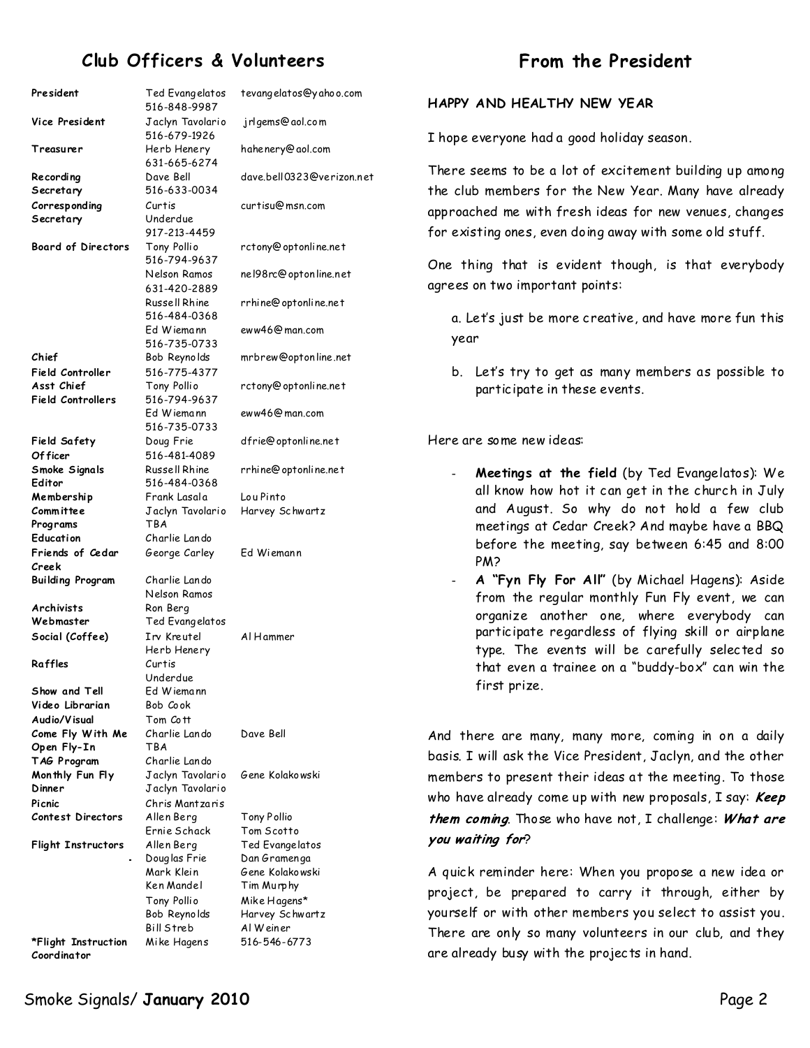## Club Officers & Volunteers

| | | |
|---|---|---|
| **President** | Ted Evangelatos 516-848-9987 | tevangelatos@yahoo.com |
| **Vice President** | Jaclyn Tavolario 516-679-1926 | jrlgems@aol.com |
| **Treasurer** | Herb Henery 631-665-6274 | hahenery@aol.com |
| **Recording Secretary** | Dave Bell 516-633-0034 | dave.bell0323@verizon.net |
| **Corresponding Secretary** | Curtis Underdue 917-213-4459 | curtisu@msn.com |
| **Board of Directors** | Tony Pollio 516-794-9637 | rctony@optonline.net |
| | Nelson Ramos 631-420-2889 | nel98rc@optonline.net |
| | Russell Rhine 516-484-0368 | rrhine@optonline.net |
| | Ed Wiemann 516-735-0733 | eww46@man.com |
| **Chief Field Controller** | Bob Reynolds 516-775-4377 | mrbrew@optonline.net |
| **Asst Chief Field Controllers** | Tony Pollio 516-794-9637 | rctony@optonline.net |
| | Ed Wiemann 516-735-0733 | eww46@man.com |
| **Field Safety Officer** | Doug Frie 516-481-4089 | dfrie@optonline.net |
| **Smoke Signals Editor** | Russell Rhine 516-484-0368 | rrhine@optonline.net |
| **Membership Committee** | Frank Lasala | Lou Pinto |
| | Jaclyn Tavolario | Harvey Schwartz |
| **Programs** | TBA | |
| **Education** | Charlie Lando | |
| **Friends of Cedar Creek** | George Carley | Ed Wiemann |
| **Building Program** | Charlie Lando | |
| | Nelson Ramos | |
| **Archivists** | Ron Berg | |
| **Webmaster** | Ted Evangelatos | |
| **Social (Coffee)** | Irv Kreutel | Al Hammer |
| | Herb Henery | |
| **Raffles** | Curtis Underdue | |
| **Show and Tell** | Ed Wiemann | |
| **Video Librarian** | Bob Cook | |
| **Audio/Visual** | Tom Cott | |
| **Come Fly With Me** | Charlie Lando | Dave Bell |
| **Open Fly-In** | TBA | |
| **TAG Program** | Charlie Lando | |
| **Monthly Fun Fly** | Jaclyn Tavolario | Gene Kolakowski |
| **Dinner** | Jaclyn Tavolario | |
| **Picnic** | Chris Mantzaris | |
| **Contest Directors** | Allen Berg | Tony Pollio |
| | Ernie Schack | Tom Scotto |
| **Flight Instructors** | Allen Berg | Ted Evangelatos |
| | Douglas Frie | Dan Gramenga |
| | Mark Klein | Gene Kolakowski |
| | Ken Mandel | Tim Murphy |
| | Tony Pollio | Mike Hagens* |
| | Bob Reynolds | Harvey Schwartz |
| | Bill Streb | Al Weiner |
| ***Flight Instruction Coordinator** | Mike Hagens | 516-546-6773 |

## From the President

**HAPPY AND HEALTHY NEW YEAR**

I hope everyone had a good holiday season.

There seems to be a lot of excitement building up among the club members for the New Year. Many have already approached me with fresh ideas for new venues, changes for existing ones, even doing away with some old stuff.

One thing that is evident though, is that everybody agrees on two important points:

a. Let's just be more creative, and have more fun this year

b. Let's try to get as many members as possible to participate in these events.

Here are some new ideas:

- **Meetings at the field** (by Ted Evangelatos): We all know how hot it can get in the church in July and August. So why do not hold a few club meetings at Cedar Creek? And maybe have a BBQ before the meeting, say between 6:45 and 8:00 PM?
- **A "Fyn Fly For All"** (by Michael Hagens): Aside from the regular monthly Fun Fly event, we can organize another one, where everybody can participate regardless of flying skill or airplane type. The events will be carefully selected so that even a trainee on a "buddy-box" can win the first prize.

And there are many, many more, coming in on a daily basis. I will ask the Vice President, Jaclyn, and the other members to present their ideas at the meeting. To those who have already come up with new proposals, I say: ***Keep them coming***. Those who have not, I challenge: ***What are you waiting for***?

A quick reminder here: When you propose a new idea or project, be prepared to carry it through, either by yourself or with other members you select to assist you. There are only so many volunteers in our club, and they are already busy with the projects in hand.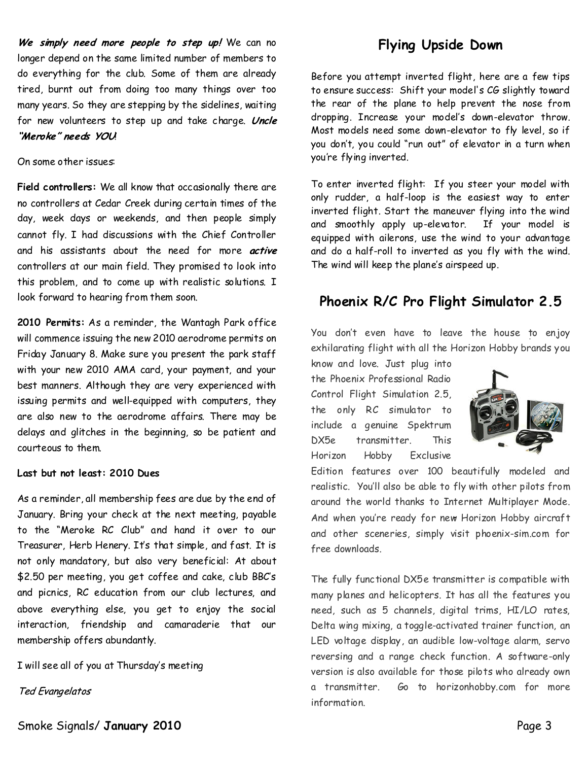***We simply need more people to step up!*** We can no longer depend on the same limited number of members to do everything for the club. Some of them are already tired, burnt out from doing too many things over too many years. So they are stepping by the sidelines, waiting for new volunteers to step up and take charge. ***Uncle "Meroke" needs YOU!***

On some other issues:

**Field controllers:** We all know that occasionally there are no controllers at Cedar Creek during certain times of the day, week days or weekends, and then people simply cannot fly. I had discussions with the Chief Controller and his assistants about the need for more ***active*** controllers at our main field. They promised to look into this problem, and to come up with realistic solutions. I look forward to hearing from them soon.

**2010 Permits:** As a reminder, the Wantagh Park office will commence issuing the new 2010 aerodrome permits on Friday January 8. Make sure you present the park staff with your new 2010 AMA card, your payment, and your best manners. Although they are very experienced with issuing permits and well-equipped with computers, they are also new to the aerodrome affairs. There may be delays and glitches in the beginning, so be patient and courteous to them.

**Last but not least: 2010 Dues**

As a reminder, all membership fees are due by the end of January. Bring your check at the next meeting, payable to the "Meroke RC Club" and hand it over to our Treasurer, Herb Henery. It's that simple, and fast. It is not only mandatory, but also very beneficial: At about $2.50 per meeting, you get coffee and cake, club BBC's and picnics, RC education from our club lectures, and above everything else, you get to enjoy the social interaction, friendship and camaraderie that our membership offers abundantly.

I will see all of you at Thursday's meeting

*Ted Evangelatos*

## Flying Upside Down

Before you attempt inverted flight, here are a few tips to ensure success: Shift your model's CG slightly toward the rear of the plane to help prevent the nose from dropping. Increase your model's down-elevator throw. Most models need some down-elevator to fly level, so if you don't, you could "run out" of elevator in a turn when you're flying inverted.

To enter inverted flight: If you steer your model with only rudder, a half-loop is the easiest way to enter inverted flight. Start the maneuver flying into the wind and smoothly apply up-elevator. If your model is equipped with ailerons, use the wind to your advantage and do a half-roll to inverted as you fly with the wind. The wind will keep the plane's airspeed up.

## Phoenix R/C Pro Flight Simulator 2.5

You don't even have to leave the house to enjoy exhilarating flight with all the Horizon Hobby brands you know and love. Just plug into the Phoenix Professional Radio Control Flight Simulation 2.5, the only RC simulator to include a genuine Spektrum DX5e transmitter. This Horizon Hobby Exclusive Edition features over 100 beautifully modeled and realistic. You'll also be able to fly with other pilots from around the world thanks to Internet Multiplayer Mode. And when you're ready for new Horizon Hobby aircraft and other sceneries, simply visit phoenix-sim.com for free downloads.

The fully functional DX5e transmitter is compatible with many planes and helicopters. It has all the features you need, such as 5 channels, digital trims, HI/LO rates, Delta wing mixing, a toggle-activated trainer function, an LED voltage display, an audible low-voltage alarm, servo reversing and a range check function. A software-only version is also available for those pilots who already own a transmitter. Go to horizonhobby.com for more information.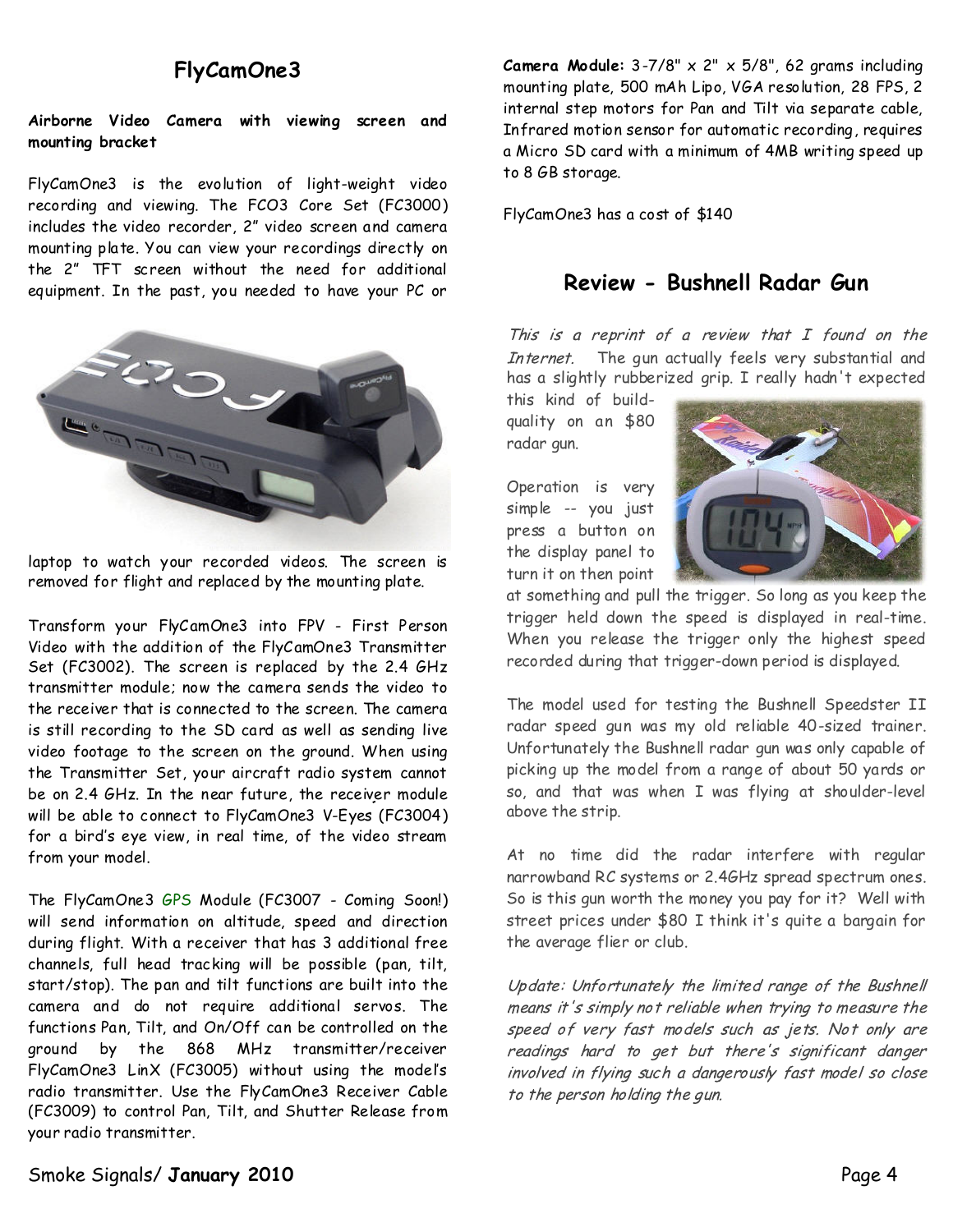## FlyCamOne3

**Airborne Video Camera with viewing screen and mounting bracket**

FlyCamOne3 is the evolution of light-weight video recording and viewing. The FCO3 Core Set (FC3000) includes the video recorder, 2" video screen and camera mounting plate. You can view your recordings directly on the 2" TFT screen without the need for additional equipment. In the past, you needed to have your PC or laptop to watch your recorded videos. The screen is removed for flight and replaced by the mounting plate.

Transform your FlyCamOne3 into FPV - First Person Video with the addition of the FlyCamOne3 Transmitter Set (FC3002). The screen is replaced by the 2.4 GHz transmitter module; now the camera sends the video to the receiver that is connected to the screen. The camera is still recording to the SD card as well as sending live video footage to the screen on the ground. When using the Transmitter Set, your aircraft radio system cannot be on 2.4 GHz. In the near future, the receiver module will be able to connect to FlyCamOne3 V-Eyes (FC3004) for a bird's eye view, in real time, of the video stream from your model.

The FlyCamOne3 GPS Module (FC3007 - Coming Soon!) will send information on altitude, speed and direction during flight. With a receiver that has 3 additional free channels, full head tracking will be possible (pan, tilt, start/stop). The pan and tilt functions are built into the camera and do not require additional servos. The functions Pan, Tilt, and On/Off can be controlled on the ground by the 868 MHz transmitter/receiver FlyCamOne3 LinX (FC3005) without using the model's radio transmitter. Use the FlyCamOne3 Receiver Cable (FC3009) to control Pan, Tilt, and Shutter Release from your radio transmitter.

**Camera Module:** 3-7/8" x 2" x 5/8", 62 grams including mounting plate, 500 mAh Lipo, VGA resolution, 28 FPS, 2 internal step motors for Pan and Tilt via separate cable, Infrared motion sensor for automatic recording, requires a Micro SD card with a minimum of 4MB writing speed up to 8 GB storage.

FlyCamOne3 has a cost of $140

## Review - Bushnell Radar Gun

*This is a reprint of a review that I found on the Internet.* The gun actually feels very substantial and has a slightly rubberized grip. I really hadn't expected this kind of build-quality on an $80 radar gun.

Operation is very simple -- you just press a button on the display panel to turn it on then point at something and pull the trigger. So long as you keep the trigger held down the speed is displayed in real-time. When you release the trigger only the highest speed recorded during that trigger-down period is displayed.

The model used for testing the Bushnell Speedster II radar speed gun was my old reliable 40-sized trainer. Unfortunately the Bushnell radar gun was only capable of picking up the model from a range of about 50 yards or so, and that was when I was flying at shoulder-level above the strip.

At no time did the radar interfere with regular narrowband RC systems or 2.4GHz spread spectrum ones. So is this gun worth the money you pay for it? Well with street prices under $80 I think it's quite a bargain for the average flier or club.

*Update: Unfortunately the limited range of the Bushnell means it's simply not reliable when trying to measure the speed of very fast models such as jets. Not only are readings hard to get but there's significant danger involved in flying such a dangerously fast model so close to the person holding the gun.*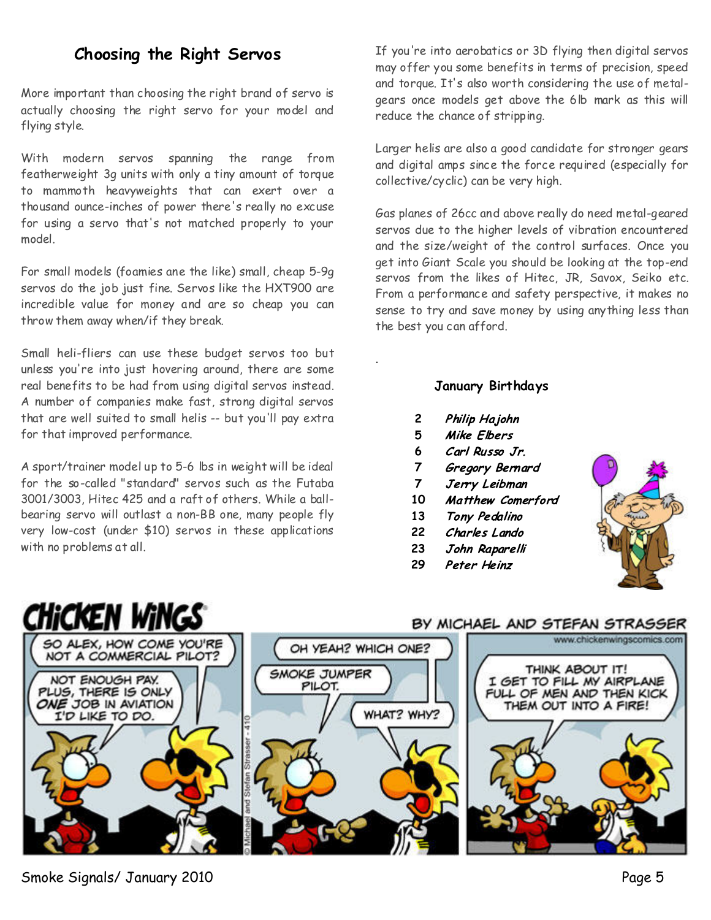## Choosing the Right Servos

More important than choosing the right brand of servo is actually choosing the right servo for your model and flying style.

With modern servos spanning the range from featherweight 3g units with only a tiny amount of torque to mammoth heavyweights that can exert over a thousand ounce-inches of power there's really no excuse for using a servo that's not matched properly to your model.

For small models (foamies ane the like) small, cheap 5-9g servos do the job just fine. Servos like the HXT900 are incredible value for money and are so cheap you can throw them away when/if they break.

Small heli-fliers can use these budget servos too but unless you're into just hovering around, there are some real benefits to be had from using digital servos instead. A number of companies make fast, strong digital servos that are well suited to small helis -- but you'll pay extra for that improved performance.

A sport/trainer model up to 5-6 lbs in weight will be ideal for the so-called "standard" servos such as the Futaba 3001/3003, Hitec 425 and a raft of others. While a ball-bearing servo will outlast a non-BB one, many people fly very low-cost (under $10) servos in these applications with no problems at all.

If you're into aerobatics or 3D flying then digital servos may offer you some benefits in terms of precision, speed and torque. It's also worth considering the use of metal-gears once models get above the 6lb mark as this will reduce the chance of stripping.

Larger helis are also a good candidate for stronger gears and digital amps since the force required (especially for collective/cyclic) can be very high.

Gas planes of 26cc and above really do need metal-geared servos due to the higher levels of vibration encountered and the size/weight of the control surfaces. Once you get into Giant Scale you should be looking at the top-end servos from the likes of Hitec, JR, Savox, Seiko etc. From a performance and safety perspective, it makes no sense to try and save money by using anything less than the best you can afford.

### January Birthdays

| | |
|---|---|
| 2 | *Philip Hajohn* |
| 5 | *Mike Elbers* |
| 6 | *Carl Russo Jr.* |
| 7 | *Gregory Bernard* |
| 7 | *Jerry Leibman* |
| 10 | *Matthew Comerford* |
| 13 | *Tony Pedalino* |
| 22 | *Charles Lando* |
| 23 | *John Raparelli* |
| 29 | *Peter Heinz* |

CHICKEN WINGS

BY MICHAEL AND STEFAN STRASSER

www.chickenwingscomics.com

SO ALEX, HOW COME YOU'RE NOT A COMMERCIAL PILOT?

NOT ENOUGH PAY. PLUS, THERE IS ONLY *ONE* JOB IN AVIATION I'D LIKE TO DO.

OH YEAH? WHICH ONE?

SMOKE JUMPER PILOT.

WHAT? WHY?

THINK ABOUT IT! I GET TO FILL MY AIRPLANE FULL OF MEN AND THEN KICK THEM OUT INTO A FIRE!

© Michael and Stefan Strasser - 410